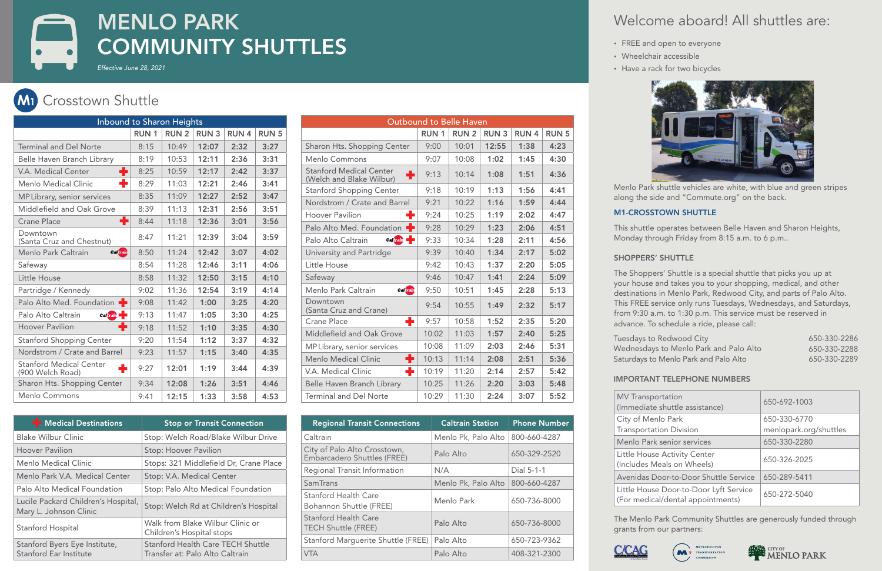# MENLO PARK COMMUNITY SHUTTLES

*Effective June 28, 2021*

## M1 Crosstown Shuttle

| Inbound to Sharon Heights | RUN 1 | RUN 2 | RUN 3 | RUN 4 | RUN 5 |
|---|---|---|---|---|---|
| Terminal and Del Norte | 8:15 | 10:49 | **12:07** | **2:32** | **3:27** |
| Belle Haven Branch Library | 8:19 | 10:53 | **12:11** | **2:36** | **3:31** |
| V.A. Medical Center | 8:25 | 10:59 | **12:17** | **2:42** | **3:37** |
| Menlo Medical Clinic | 8:29 | 11:03 | **12:21** | **2:46** | **3:41** |
| MP Library, senior services | 8:35 | 11:09 | **12:27** | **2:52** | **3:47** |
| Middlefield and Oak Grove | 8:39 | 11:13 | **12:31** | **2:56** | **3:51** |
| Crane Place | 8:44 | 11:18 | **12:36** | **3:01** | **3:56** |
| Downtown (Santa Cruz and Chestnut) | 8:47 | 11:21 | **12:39** | **3:04** | **3:59** |
| Menlo Park Caltrain | 8:50 | 11:24 | **12:42** | **3:07** | **4:02** |
| Safeway | 8:54 | 11:28 | **12:46** | **3:11** | **4:06** |
| Little House | 8:58 | 11:32 | **12:50** | **3:15** | **4:10** |
| Partridge / Kennedy | 9:02 | 11:36 | **12:54** | **3:19** | **4:14** |
| Palo Alto Med. Foundation | 9:08 | 11:42 | **1:00** | **3:25** | **4:20** |
| Palo Alto Caltrain | 9:13 | 11:47 | **1:05** | **3:30** | **4:25** |
| Hoover Pavilion | 9:18 | 11:52 | **1:10** | **3:35** | **4:30** |
| Stanford Shopping Center | 9:20 | 11:54 | **1:12** | **3:37** | **4:32** |
| Nordstrom / Crate and Barrel | 9:23 | 11:57 | **1:15** | **3:40** | **4:35** |
| Stanford Medical Center (900 Welch Road) | 9:27 | **12:01** | **1:19** | **3:44** | **4:39** |
| Sharon Hts. Shopping Center | 9:34 | **12:08** | **1:26** | **3:51** | **4:46** |
| Menlo Commons | 9:41 | **12:15** | **1:33** | **3:58** | **4:53** |

| Outbound to Belle Haven | RUN 1 | RUN 2 | RUN 3 | RUN 4 | RUN 5 |
|---|---|---|---|---|---|
| Sharon Hts. Shopping Center | 9:00 | 10:01 | **12:55** | **1:38** | **4:23** |
| Menlo Commons | 9:07 | 10:08 | **1:02** | **1:45** | **4:30** |
| Stanford Medical Center (Welch and Blake Wilbur) | 9:13 | 10:14 | **1:08** | **1:51** | **4:36** |
| Stanford Shopping Center | 9:18 | 10:19 | **1:13** | **1:56** | **4:41** |
| Nordstrom / Crate and Barrel | 9:21 | 10:22 | **1:16** | **1:59** | **4:44** |
| Hoover Pavilion | 9:24 | 10:25 | **1:19** | **2:02** | **4:47** |
| Palo Alto Med. Foundation | 9:28 | 10:29 | **1:23** | **2:06** | **4:51** |
| Palo Alto Caltrain | 9:33 | 10:34 | **1:28** | **2:11** | **4:56** |
| University and Partridge | 9:39 | 10:40 | **1:34** | **2:17** | **5:02** |
| Little House | 9:42 | 10:43 | **1:37** | **2:20** | **5:05** |
| Safeway | 9:46 | 10:47 | **1:41** | **2:24** | **5:09** |
| Menlo Park Caltrain | 9:50 | 10:51 | **1:45** | **2:28** | **5:13** |
| Downtown (Santa Cruz and Crane) | 9:54 | 10:55 | **1:49** | **2:32** | **5:17** |
| Crane Place | 9:57 | 10:58 | **1:52** | **2:35** | **5:20** |
| Middlefield and Oak Grove | 10:02 | 11:03 | **1:57** | **2:40** | **5:25** |
| MP Library, senior services | 10:08 | 11:09 | **2:03** | **2:46** | **5:31** |
| Menlo Medical Clinic | 10:13 | 11:14 | **2:08** | **2:51** | **5:36** |
| V.A. Medical Center | 10:19 | 11:20 | **2:14** | **2:57** | **5:42** |
| Belle Haven Branch Library | 10:25 | 11:26 | **2:20** | **3:03** | **5:48** |
| Terminal and Del Norte | 10:29 | 11:30 | **2:24** | **3:07** | **5:52** |

| Medical Destinations | Stop or Transit Connection |
|---|---|
| Blake Wilbur Clinic | Stop: Welch Road/Blake Wilbur Drive |
| Hoover Pavilion | Stop: Hoover Pavilion |
| Menlo Medical Clinic | Stops: 321 Middlefield Dr, Crane Place |
| Menlo Park V.A. Medical Center | Stop: V.A. Medical Center |
| Palo Alto Medical Foundation | Stop: Palo Alto Medical Foundation |
| Lucile Packard Children's Hospital, Mary L. Johnson Clinic | Stop: Welch Rd at Children's Hospital |
| Stanford Hospital | Walk from Blake Wilbur Clinic or Children's Hospital stops |
| Stanford Byers Eye Institute, Stanford Ear Institute | Stanford Health Care TECH Shuttle Transfer at: Palo Alto Caltrain |

| Regional Transit Connections | Caltrain Station | Phone Number |
|---|---|---|
| Caltrain | Menlo Pk, Palo Alto | 800-660-4287 |
| City of Palo Alto Crosstown, Embarcadero Shuttles (FREE) | Palo Alto | 650-329-2520 |
| Regional Transit Information | N/A | Dial 5-1-1 |
| SamTrans | Menlo Pk, Palo Alto | 800-660-4287 |
| Stanford Health Care Bohannon Shuttle (FREE) | Menlo Park | 650-736-8000 |
| Stanford Health Care TECH Shuttle (FREE) | Palo Alto | 650-736-8000 |
| Stanford Marguerite Shuttle (FREE) | Palo Alto | 650-723-9362 |
| VTA | Palo Alto | 408-321-2300 |

## Welcome aboard! All shuttles are:

- FREE and open to everyone
- Wheelchair accessible
- Have a rack for two bicycles

Menlo Park shuttle vehicles are white, with blue and green stripes along the side and "Commute.org" on the back.

### M1-CROSSTOWN SHUTTLE

This shuttle operates between Belle Haven and Sharon Heights, Monday through Friday from 8:15 a.m. to 6 p.m..

### SHOPPERS' SHUTTLE

The Shoppers' Shuttle is a special shuttle that picks you up at your house and takes you to your shopping, medical, and other destinations in Menlo Park, Redwood City, and parts of Palo Alto. This FREE service only runs Tuesdays, Wednesdays, and Saturdays, from 9:30 a.m. to 1:30 p.m. This service must be reserved in advance. To schedule a ride, please call:

| | |
|---|---|
| Tuesdays to Redwood City | 650-330-2286 |
| Wednesdays to Menlo Park and Palo Alto | 650-330-2288 |
| Saturdays to Menlo Park and Palo Alto | 650-330-2289 |

### IMPORTANT TELEPHONE NUMBERS

| | |
|---|---|
| MV Transportation (Immediate shuttle assistance) | 650-692-1003 |
| City of Menlo Park Transportation Division | 650-330-6770 menlopark.org/shuttles |
| Menlo Park senior services | 650-330-2280 |
| Little House Activity Center (Includes Meals on Wheels) | 650-326-2025 |
| Avenidas Door-to-Door Shuttle Service | 650-289-5411 |
| Little House Door-to-Door Lyft Service (For medical/dental appointments) | 650-272-5040 |

The Menlo Park Community Shuttles are generously funded through grants from our partners:

C/CAG · Metropolitan Transportation Commission · City of Menlo Park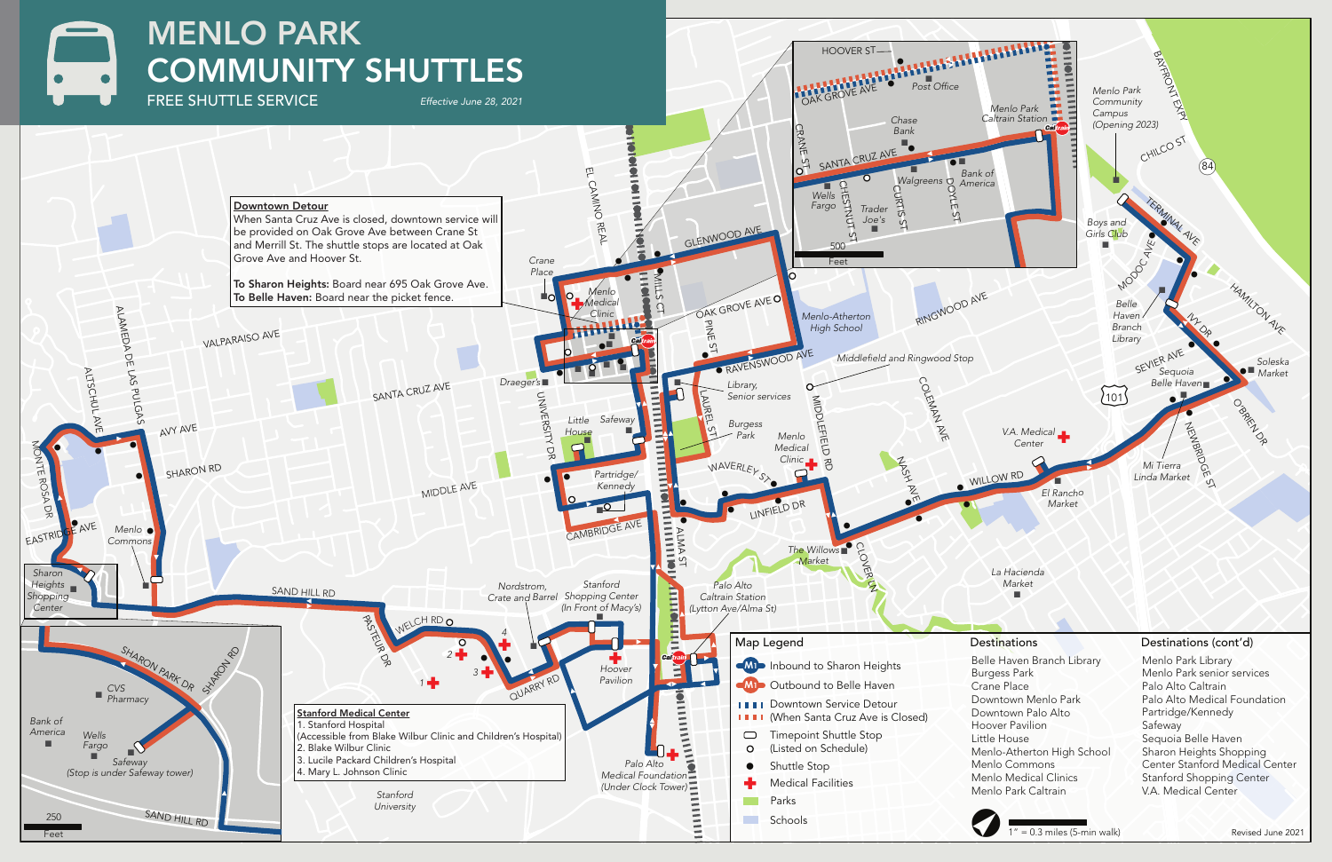# MENLO PARK COMMUNITY SHUTTLES

FREE SHUTTLE SERVICE

*Effective June 28, 2021*

**Downtown Detour**
When Santa Cruz Ave is closed, downtown service will be provided on Oak Grove Ave between Crane St and Merrill St. The shuttle stops are located at Oak Grove Ave and Hoover St.

**To Sharon Heights:** Board near 695 Oak Grove Ave.
**To Belle Haven:** Board near the picket fence.

**Stanford Medical Center**

1. Stanford Hospital (Accessible from Blake Wilbur Clinic and Children's Hospital)
2. Blake Wilbur Clinic
3. Lucile Packard Children's Hospital
4. Mary L. Johnson Clinic

## Map Legend

- Inbound to Sharon Heights
- Outbound to Belle Haven
- Downtown Service Detour (When Santa Cruz Ave is Closed)
- Timepoint Shuttle Stop (Listed on Schedule)
- Shuttle Stop
- Medical Facilities
- Parks
- Schools

## Destinations

- Belle Haven Branch Library
- Burgess Park
- Crane Place
- Downtown Menlo Park
- Downtown Palo Alto
- Hoover Pavilion
- Little House
- Menlo-Atherton High School
- Menlo Commons
- Menlo Medical Clinics
- Menlo Park Caltrain

## Destinations (cont'd)

- Menlo Park Library
- Menlo Park senior services
- Palo Alto Caltrain
- Palo Alto Medical Foundation
- Partridge/Kennedy
- Safeway
- Sequoia Belle Haven
- Sharon Heights Shopping Center Stanford Medical Center
- Stanford Shopping Center
- V.A. Medical Center

1" = 0.3 miles (5-min walk)

Revised June 2021